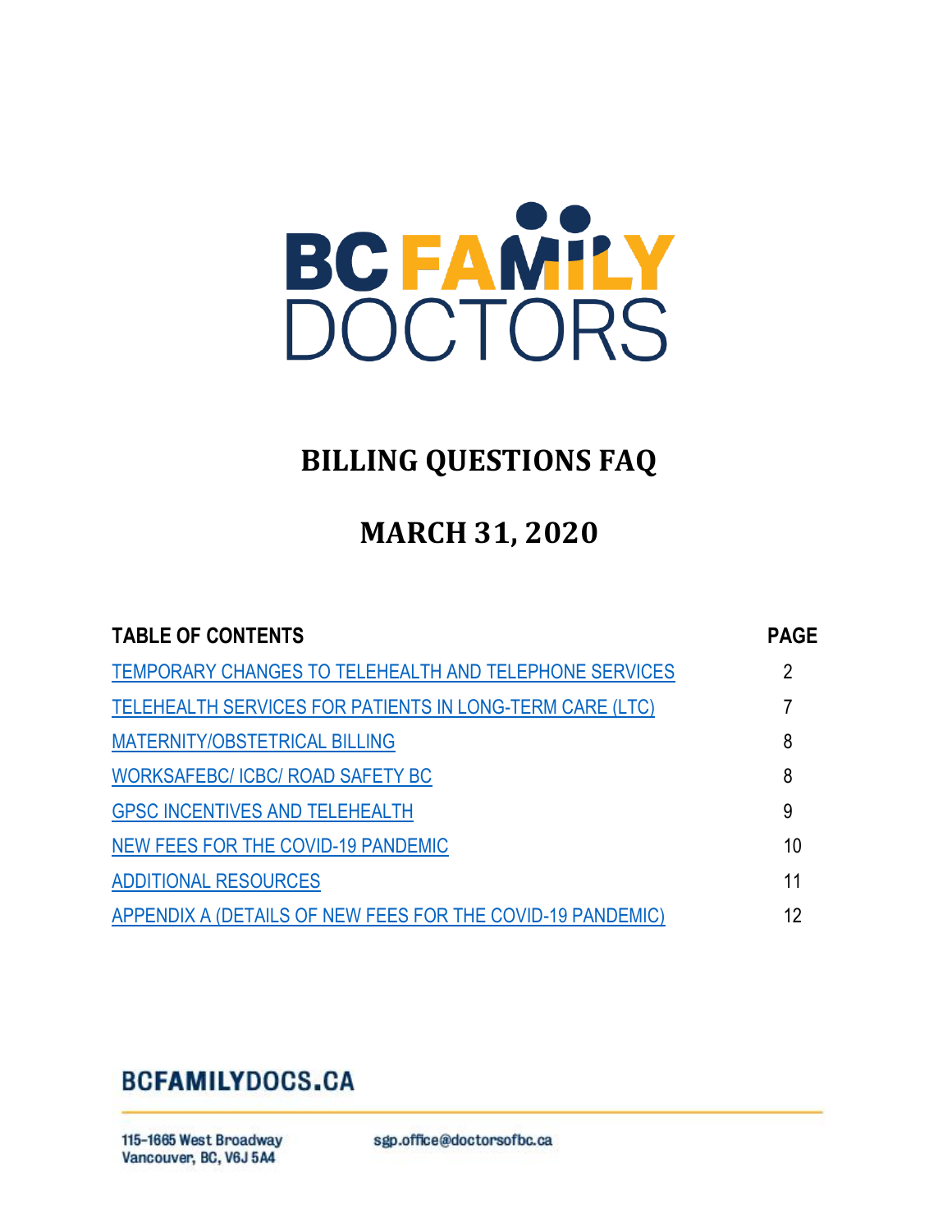BC FAMILY DOCTORS

# BILLING QUESTIONS FAQ

# MARCH 31, 2020

| TABLE OF CONTENTS | PAGE |
|---|---|
| TEMPORARY CHANGES TO TELEHEALTH AND TELEPHONE SERVICES | 2 |
| TELEHEALTH SERVICES FOR PATIENTS IN LONG-TERM CARE (LTC) | 7 |
| MATERNITY/OBSTETRICAL BILLING | 8 |
| WORKSAFEBC/ ICBC/ ROAD SAFETY BC | 8 |
| GPSC INCENTIVES AND TELEHEALTH | 9 |
| NEW FEES FOR THE COVID-19 PANDEMIC | 10 |
| ADDITIONAL RESOURCES | 11 |
| APPENDIX A (DETAILS OF NEW FEES FOR THE COVID-19 PANDEMIC) | 12 |

**BCFAMILYDOCS.CA**

115-1665 West Broadway
Vancouver, BC, V6J 5A4

sgp.office@doctorsofbc.ca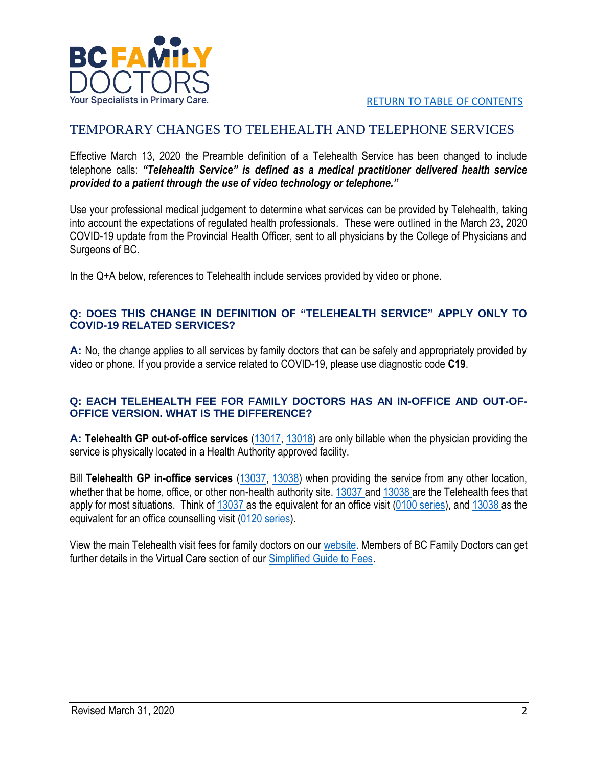RETURN TO TABLE OF CONTENTS

# TEMPORARY CHANGES TO TELEHEALTH AND TELEPHONE SERVICES

Effective March 13, 2020 the Preamble definition of a Telehealth Service has been changed to include telephone calls: ***"Telehealth Service" is defined as a medical practitioner delivered health service provided to a patient through the use of video technology or telephone."***

Use your professional medical judgement to determine what services can be provided by Telehealth, taking into account the expectations of regulated health professionals. These were outlined in the March 23, 2020 COVID-19 update from the Provincial Health Officer, sent to all physicians by the College of Physicians and Surgeons of BC.

In the Q+A below, references to Telehealth include services provided by video or phone.

### Q: DOES THIS CHANGE IN DEFINITION OF "TELEHEALTH SERVICE" APPLY ONLY TO COVID-19 RELATED SERVICES?

**A:** No, the change applies to all services by family doctors that can be safely and appropriately provided by video or phone. If you provide a service related to COVID-19, please use diagnostic code **C19**.

### Q: EACH TELEHEALTH FEE FOR FAMILY DOCTORS HAS AN IN-OFFICE AND OUT-OF-OFFICE VERSION. WHAT IS THE DIFFERENCE?

**A: Telehealth GP out-of-office services** (13017, 13018) are only billable when the physician providing the service is physically located in a Health Authority approved facility.

Bill **Telehealth GP in-office services** (13037, 13038) when providing the service from any other location, whether that be home, office, or other non-health authority site. 13037 and 13038 are the Telehealth fees that apply for most situations. Think of 13037 as the equivalent for an office visit (0100 series), and 13038 as the equivalent for an office counselling visit (0120 series).

View the main Telehealth visit fees for family doctors on our website. Members of BC Family Doctors can get further details in the Virtual Care section of our Simplified Guide to Fees.

Revised March 31, 2020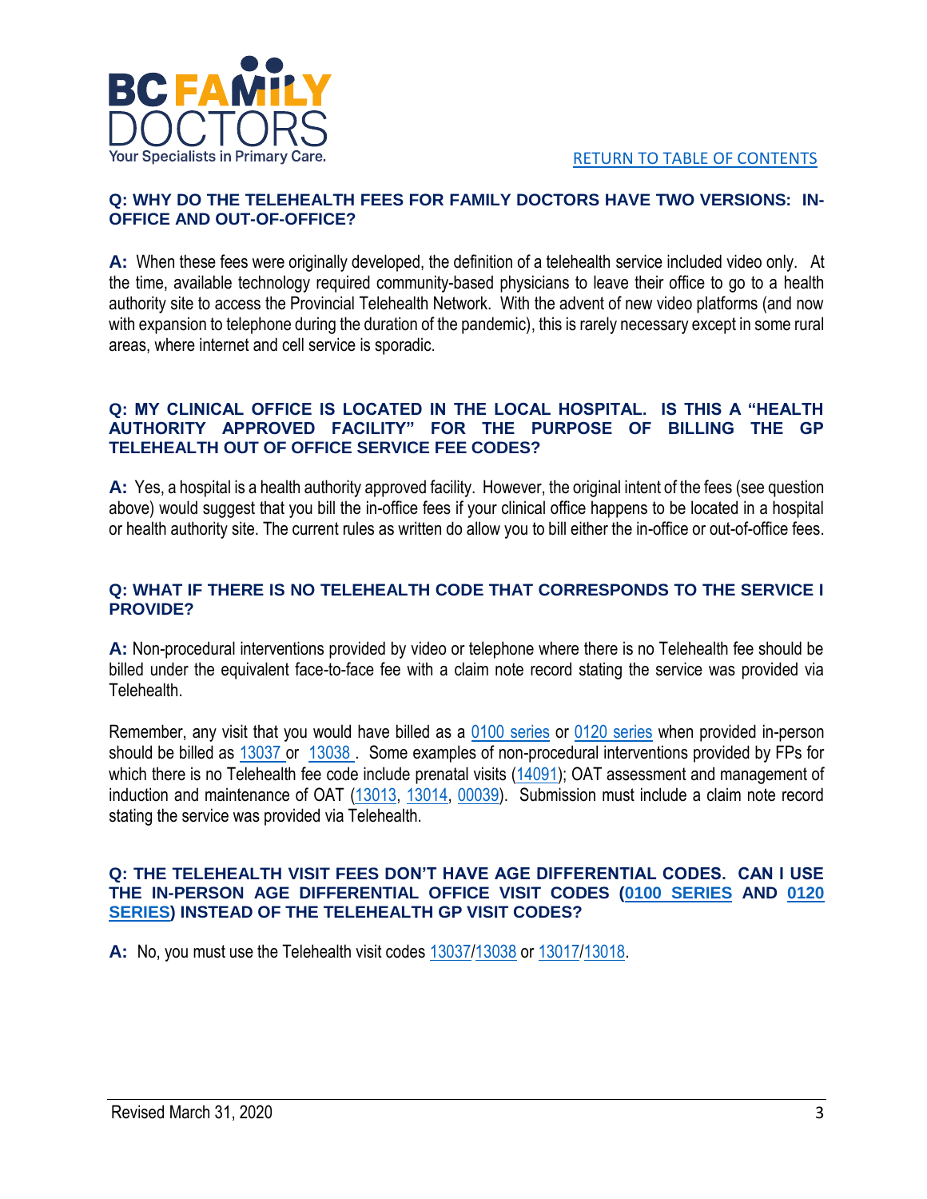[RETURN TO TABLE OF CONTENTS]

### Q: WHY DO THE TELEHEALTH FEES FOR FAMILY DOCTORS HAVE TWO VERSIONS: IN-OFFICE AND OUT-OF-OFFICE?

**A:** When these fees were originally developed, the definition of a telehealth service included video only. At the time, available technology required community-based physicians to leave their office to go to a health authority site to access the Provincial Telehealth Network. With the advent of new video platforms (and now with expansion to telephone during the duration of the pandemic), this is rarely necessary except in some rural areas, where internet and cell service is sporadic.

### Q: MY CLINICAL OFFICE IS LOCATED IN THE LOCAL HOSPITAL. IS THIS A "HEALTH AUTHORITY APPROVED FACILITY" FOR THE PURPOSE OF BILLING THE GP TELEHEALTH OUT OF OFFICE SERVICE FEE CODES?

**A:** Yes, a hospital is a health authority approved facility. However, the original intent of the fees (see question above) would suggest that you bill the in-office fees if your clinical office happens to be located in a hospital or health authority site. The current rules as written do allow you to bill either the in-office or out-of-office fees.

### Q: WHAT IF THERE IS NO TELEHEALTH CODE THAT CORRESPONDS TO THE SERVICE I PROVIDE?

**A:** Non-procedural interventions provided by video or telephone where there is no Telehealth fee should be billed under the equivalent face-to-face fee with a claim note record stating the service was provided via Telehealth.

Remember, any visit that you would have billed as a 0100 series or 0120 series when provided in-person should be billed as 13037 or 13038. Some examples of non-procedural interventions provided by FPs for which there is no Telehealth fee code include prenatal visits (14091); OAT assessment and management of induction and maintenance of OAT (13013, 13014, 00039). Submission must include a claim note record stating the service was provided via Telehealth.

### Q: THE TELEHEALTH VISIT FEES DON'T HAVE AGE DIFFERENTIAL CODES. CAN I USE THE IN-PERSON AGE DIFFERENTIAL OFFICE VISIT CODES (0100 SERIES AND 0120 SERIES) INSTEAD OF THE TELEHEALTH GP VISIT CODES?

**A:** No, you must use the Telehealth visit codes 13037/13038 or 13017/13018.

Revised March 31, 2020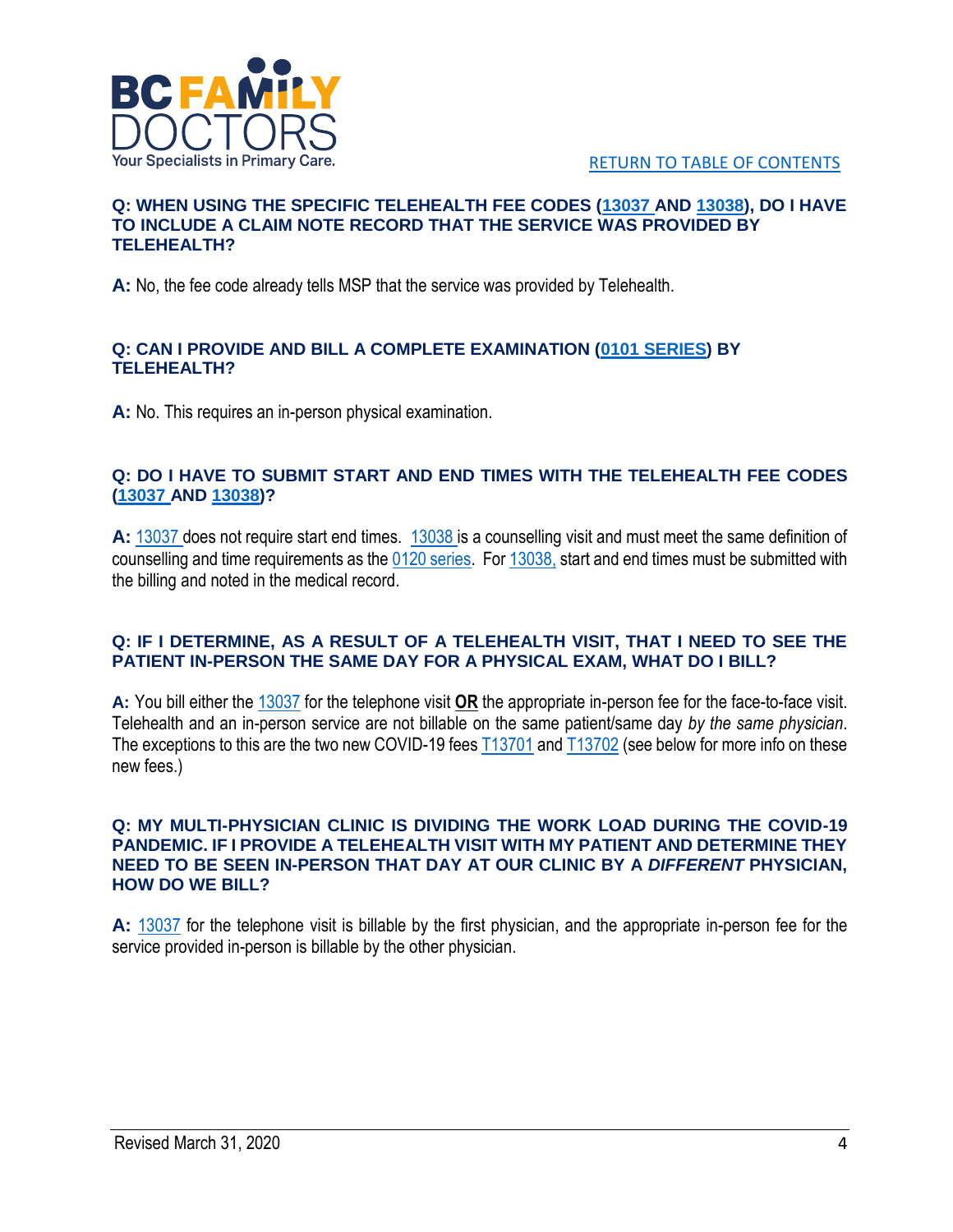[RETURN TO TABLE OF CONTENTS]

### Q: WHEN USING THE SPECIFIC TELEHEALTH FEE CODES (13037 AND 13038), DO I HAVE TO INCLUDE A CLAIM NOTE RECORD THAT THE SERVICE WAS PROVIDED BY TELEHEALTH?

**A:** No, the fee code already tells MSP that the service was provided by Telehealth.

### Q: CAN I PROVIDE AND BILL A COMPLETE EXAMINATION (0101 SERIES) BY TELEHEALTH?

**A:** No. This requires an in-person physical examination.

### Q: DO I HAVE TO SUBMIT START AND END TIMES WITH THE TELEHEALTH FEE CODES (13037 AND 13038)?

**A:** 13037 does not require start end times. 13038 is a counselling visit and must meet the same definition of counselling and time requirements as the 0120 series. For 13038, start and end times must be submitted with the billing and noted in the medical record.

### Q: IF I DETERMINE, AS A RESULT OF A TELEHEALTH VISIT, THAT I NEED TO SEE THE PATIENT IN-PERSON THE SAME DAY FOR A PHYSICAL EXAM, WHAT DO I BILL?

**A:** You bill either the 13037 for the telephone visit **OR** the appropriate in-person fee for the face-to-face visit. Telehealth and an in-person service are not billable on the same patient/same day *by the same physician*. The exceptions to this are the two new COVID-19 fees T13701 and T13702 (see below for more info on these new fees.)

### Q: MY MULTI-PHYSICIAN CLINIC IS DIVIDING THE WORK LOAD DURING THE COVID-19 PANDEMIC. IF I PROVIDE A TELEHEALTH VISIT WITH MY PATIENT AND DETERMINE THEY NEED TO BE SEEN IN-PERSON THAT DAY AT OUR CLINIC BY A *DIFFERENT* PHYSICIAN, HOW DO WE BILL?

**A:** 13037 for the telephone visit is billable by the first physician, and the appropriate in-person fee for the service provided in-person is billable by the other physician.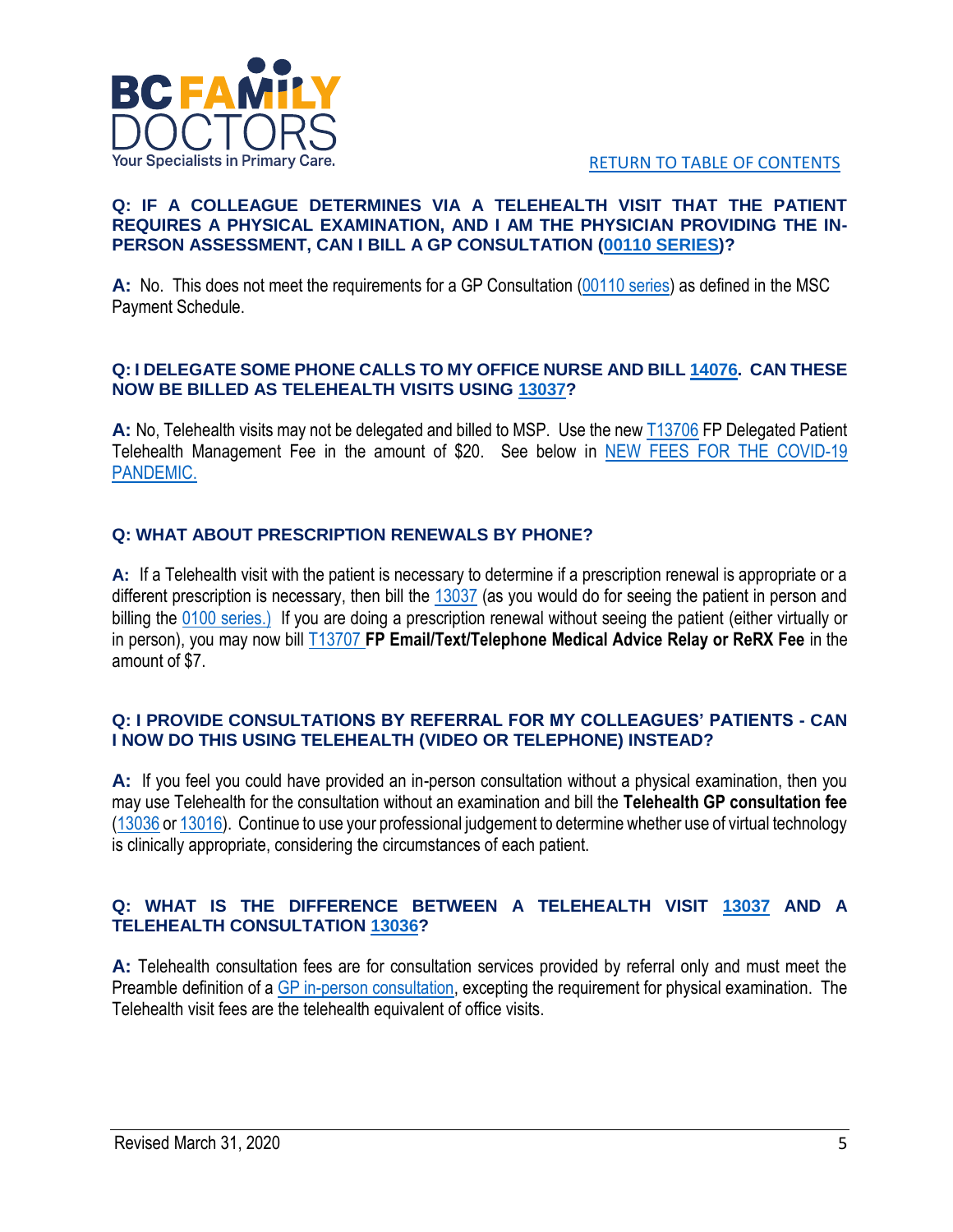RETURN TO TABLE OF CONTENTS

### Q: IF A COLLEAGUE DETERMINES VIA A TELEHEALTH VISIT THAT THE PATIENT REQUIRES A PHYSICAL EXAMINATION, AND I AM THE PHYSICIAN PROVIDING THE IN-PERSON ASSESSMENT, CAN I BILL A GP CONSULTATION (00110 SERIES)?

**A:** No. This does not meet the requirements for a GP Consultation (00110 series) as defined in the MSC Payment Schedule.

### Q: I DELEGATE SOME PHONE CALLS TO MY OFFICE NURSE AND BILL 14076. CAN THESE NOW BE BILLED AS TELEHEALTH VISITS USING 13037?

**A:** No, Telehealth visits may not be delegated and billed to MSP. Use the new T13706 FP Delegated Patient Telehealth Management Fee in the amount of $20. See below in NEW FEES FOR THE COVID-19 PANDEMIC.

### Q: WHAT ABOUT PRESCRIPTION RENEWALS BY PHONE?

**A:** If a Telehealth visit with the patient is necessary to determine if a prescription renewal is appropriate or a different prescription is necessary, then bill the 13037 (as you would do for seeing the patient in person and billing the 0100 series.) If you are doing a prescription renewal without seeing the patient (either virtually or in person), you may now bill T13707 **FP Email/Text/Telephone Medical Advice Relay or ReRX Fee** in the amount of $7.

### Q: I PROVIDE CONSULTATIONS BY REFERRAL FOR MY COLLEAGUES' PATIENTS - CAN I NOW DO THIS USING TELEHEALTH (VIDEO OR TELEPHONE) INSTEAD?

**A:** If you feel you could have provided an in-person consultation without a physical examination, then you may use Telehealth for the consultation without an examination and bill the **Telehealth GP consultation fee** (13036 or 13016). Continue to use your professional judgement to determine whether use of virtual technology is clinically appropriate, considering the circumstances of each patient.

### Q: WHAT IS THE DIFFERENCE BETWEEN A TELEHEALTH VISIT 13037 AND A TELEHEALTH CONSULTATION 13036?

**A:** Telehealth consultation fees are for consultation services provided by referral only and must meet the Preamble definition of a GP in-person consultation, excepting the requirement for physical examination. The Telehealth visit fees are the telehealth equivalent of office visits.

Revised March 31, 2020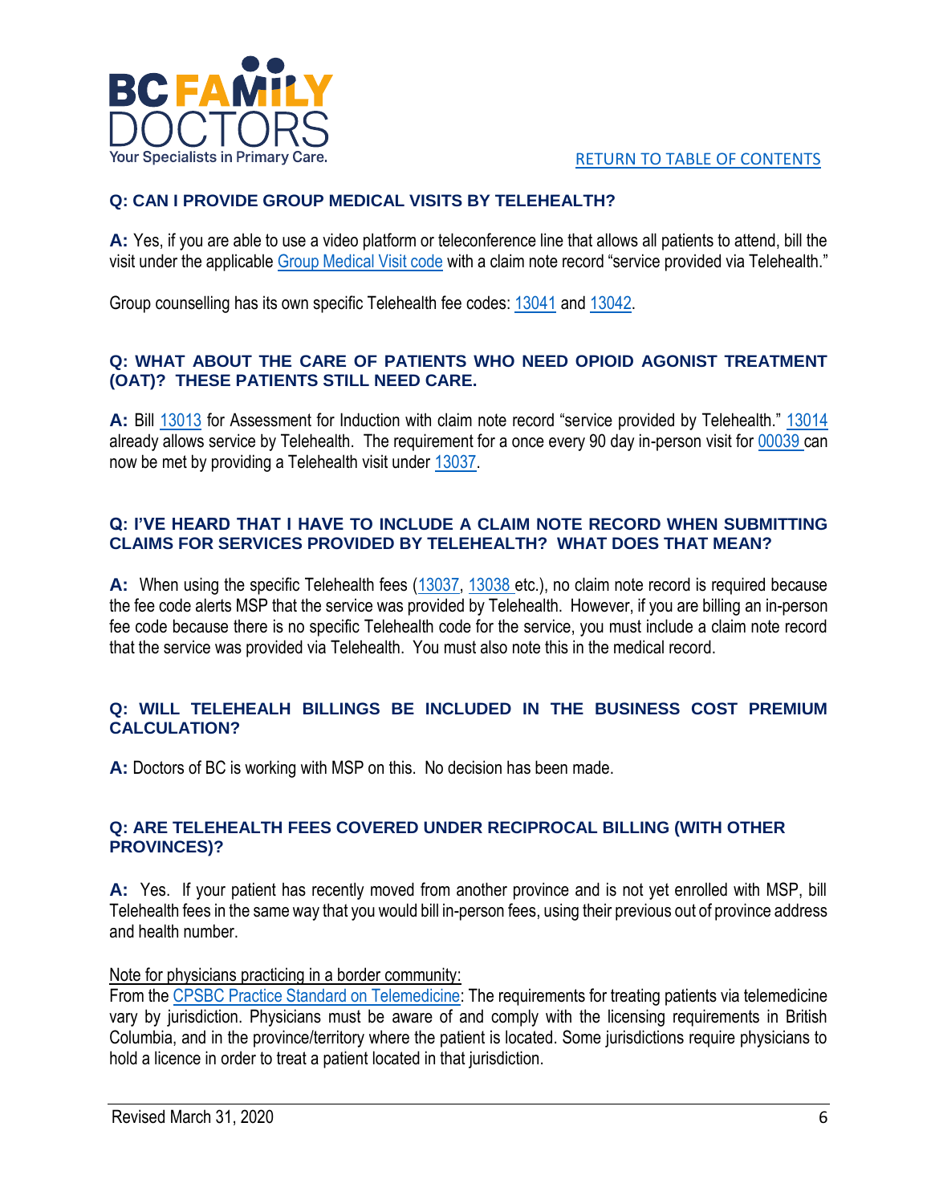[RETURN TO TABLE OF CONTENTS](#)

### Q: CAN I PROVIDE GROUP MEDICAL VISITS BY TELEHEALTH?

**A:** Yes, if you are able to use a video platform or teleconference line that allows all patients to attend, bill the visit under the applicable Group Medical Visit code with a claim note record "service provided via Telehealth."

Group counselling has its own specific Telehealth fee codes: 13041 and 13042.

### Q: WHAT ABOUT THE CARE OF PATIENTS WHO NEED OPIOID AGONIST TREATMENT (OAT)? THESE PATIENTS STILL NEED CARE.

**A:** Bill 13013 for Assessment for Induction with claim note record "service provided by Telehealth." 13014 already allows service by Telehealth. The requirement for a once every 90 day in-person visit for 00039 can now be met by providing a Telehealth visit under 13037.

### Q: I'VE HEARD THAT I HAVE TO INCLUDE A CLAIM NOTE RECORD WHEN SUBMITTING CLAIMS FOR SERVICES PROVIDED BY TELEHEALTH? WHAT DOES THAT MEAN?

**A:** When using the specific Telehealth fees (13037, 13038 etc.), no claim note record is required because the fee code alerts MSP that the service was provided by Telehealth. However, if you are billing an in-person fee code because there is no specific Telehealth code for the service, you must include a claim note record that the service was provided via Telehealth. You must also note this in the medical record.

### Q: WILL TELEHEALH BILLINGS BE INCLUDED IN THE BUSINESS COST PREMIUM CALCULATION?

**A:** Doctors of BC is working with MSP on this. No decision has been made.

### Q: ARE TELEHEALTH FEES COVERED UNDER RECIPROCAL BILLING (WITH OTHER PROVINCES)?

**A:** Yes. If your patient has recently moved from another province and is not yet enrolled with MSP, bill Telehealth fees in the same way that you would bill in-person fees, using their previous out of province address and health number.

Note for physicians practicing in a border community:
From the CPSBC Practice Standard on Telemedicine: The requirements for treating patients via telemedicine vary by jurisdiction. Physicians must be aware of and comply with the licensing requirements in British Columbia, and in the province/territory where the patient is located. Some jurisdictions require physicians to hold a licence in order to treat a patient located in that jurisdiction.

Revised March 31, 2020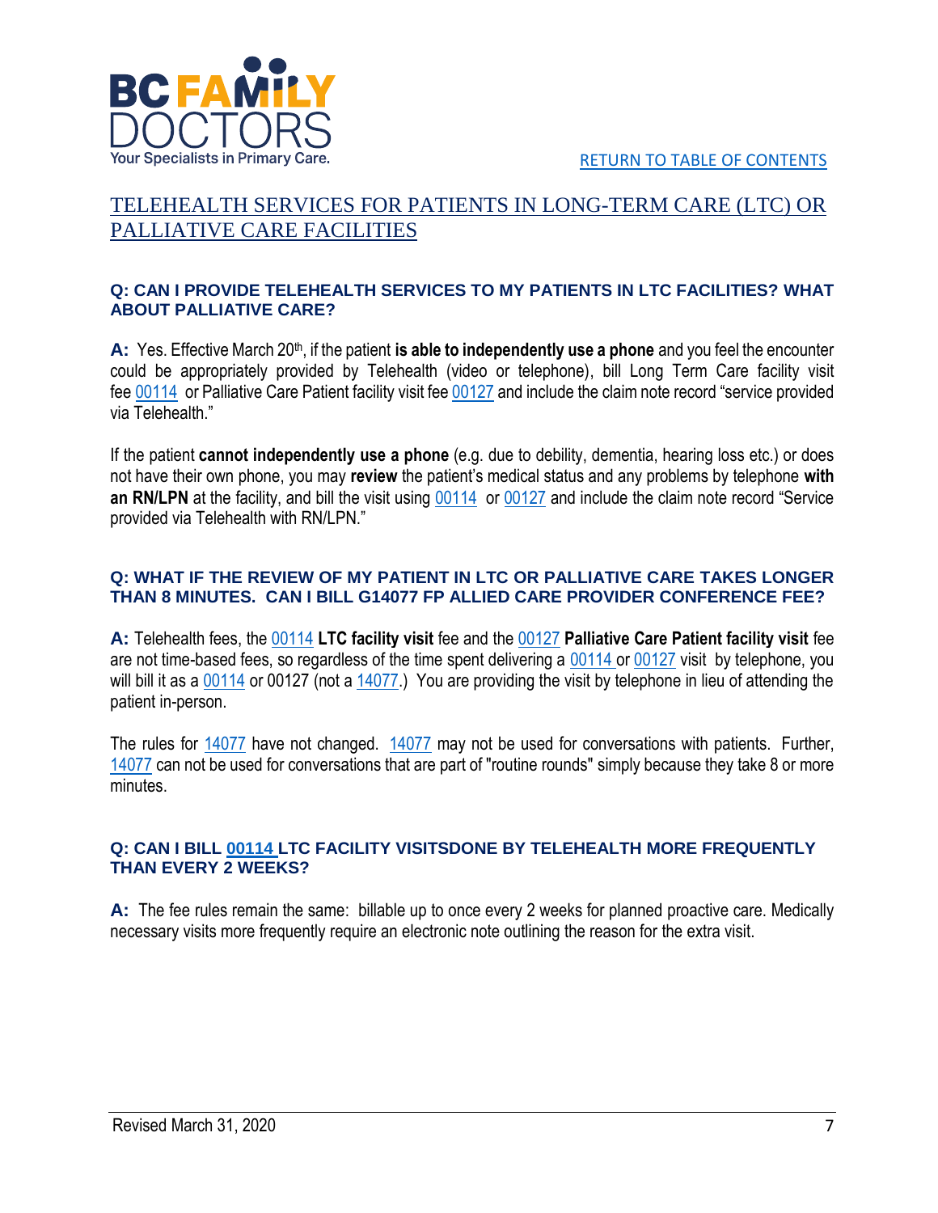[RETURN TO TABLE OF CONTENTS]

## TELEHEALTH SERVICES FOR PATIENTS IN LONG-TERM CARE (LTC) OR PALLIATIVE CARE FACILITIES

### Q: CAN I PROVIDE TELEHEALTH SERVICES TO MY PATIENTS IN LTC FACILITIES? WHAT ABOUT PALLIATIVE CARE?

**A:** Yes. Effective March 20th, if the patient **is able to independently use a phone** and you feel the encounter could be appropriately provided by Telehealth (video or telephone), bill Long Term Care facility visit fee 00114 or Palliative Care Patient facility visit fee 00127 and include the claim note record "service provided via Telehealth."

If the patient **cannot independently use a phone** (e.g. due to debility, dementia, hearing loss etc.) or does not have their own phone, you may **review** the patient's medical status and any problems by telephone **with an RN/LPN** at the facility, and bill the visit using 00114 or 00127 and include the claim note record "Service provided via Telehealth with RN/LPN."

### Q: WHAT IF THE REVIEW OF MY PATIENT IN LTC OR PALLIATIVE CARE TAKES LONGER THAN 8 MINUTES. CAN I BILL G14077 FP ALLIED CARE PROVIDER CONFERENCE FEE?

**A:** Telehealth fees, the 00114 **LTC facility visit** fee and the 00127 **Palliative Care Patient facility visit** fee are not time-based fees, so regardless of the time spent delivering a 00114 or 00127 visit by telephone, you will bill it as a 00114 or 00127 (not a 14077.) You are providing the visit by telephone in lieu of attending the patient in-person.

The rules for 14077 have not changed. 14077 may not be used for conversations with patients. Further, 14077 can not be used for conversations that are part of "routine rounds" simply because they take 8 or more minutes.

### Q: CAN I BILL 00114 LTC FACILITY VISITSDONE BY TELEHEALTH MORE FREQUENTLY THAN EVERY 2 WEEKS?

**A:** The fee rules remain the same: billable up to once every 2 weeks for planned proactive care. Medically necessary visits more frequently require an electronic note outlining the reason for the extra visit.

Revised March 31, 2020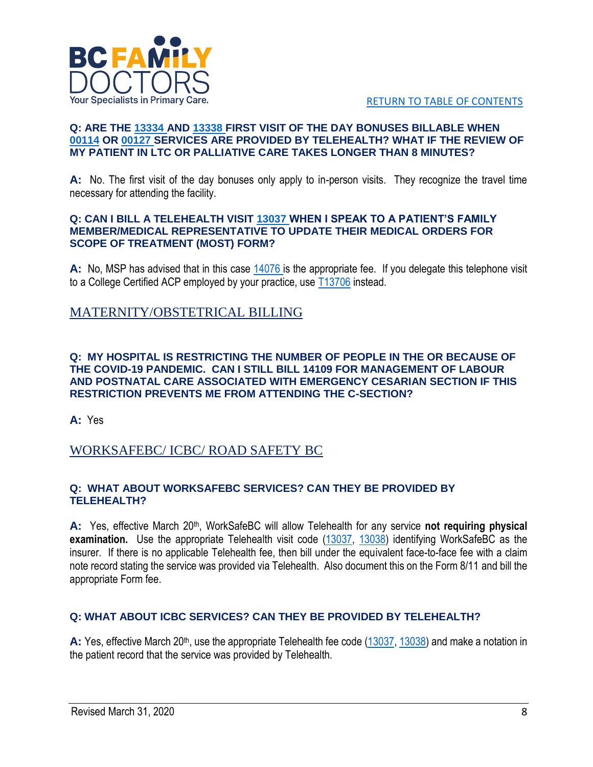[RETURN TO TABLE OF CONTENTS]

**Q: ARE THE 13334 AND 13338 FIRST VISIT OF THE DAY BONUSES BILLABLE WHEN 00114 OR 00127 SERVICES ARE PROVIDED BY TELEHEALTH? WHAT IF THE REVIEW OF MY PATIENT IN LTC OR PALLIATIVE CARE TAKES LONGER THAN 8 MINUTES?**

**A:** No. The first visit of the day bonuses only apply to in-person visits. They recognize the travel time necessary for attending the facility.

**Q: CAN I BILL A TELEHEALTH VISIT 13037 WHEN I SPEAK TO A PATIENT'S FAMILY MEMBER/MEDICAL REPRESENTATIVE TO UPDATE THEIR MEDICAL ORDERS FOR SCOPE OF TREATMENT (MOST) FORM?**

**A:** No, MSP has advised that in this case 14076 is the appropriate fee. If you delegate this telephone visit to a College Certified ACP employed by your practice, use T13706 instead.

## MATERNITY/OBSTETRICAL BILLING

**Q: MY HOSPITAL IS RESTRICTING THE NUMBER OF PEOPLE IN THE OR BECAUSE OF THE COVID-19 PANDEMIC. CAN I STILL BILL 14109 FOR MANAGEMENT OF LABOUR AND POSTNATAL CARE ASSOCIATED WITH EMERGENCY CESARIAN SECTION IF THIS RESTRICTION PREVENTS ME FROM ATTENDING THE C-SECTION?**

**A:** Yes

## WORKSAFEBC/ ICBC/ ROAD SAFETY BC

**Q: WHAT ABOUT WORKSAFEBC SERVICES? CAN THEY BE PROVIDED BY TELEHEALTH?**

**A:** Yes, effective March 20th, WorkSafeBC will allow Telehealth for any service **not requiring physical examination.** Use the appropriate Telehealth visit code (13037, 13038) identifying WorkSafeBC as the insurer. If there is no applicable Telehealth fee, then bill under the equivalent face-to-face fee with a claim note record stating the service was provided via Telehealth. Also document this on the Form 8/11 and bill the appropriate Form fee.

**Q: WHAT ABOUT ICBC SERVICES? CAN THEY BE PROVIDED BY TELEHEALTH?**

**A:** Yes, effective March 20th, use the appropriate Telehealth fee code (13037, 13038) and make a notation in the patient record that the service was provided by Telehealth.

Revised March 31, 2020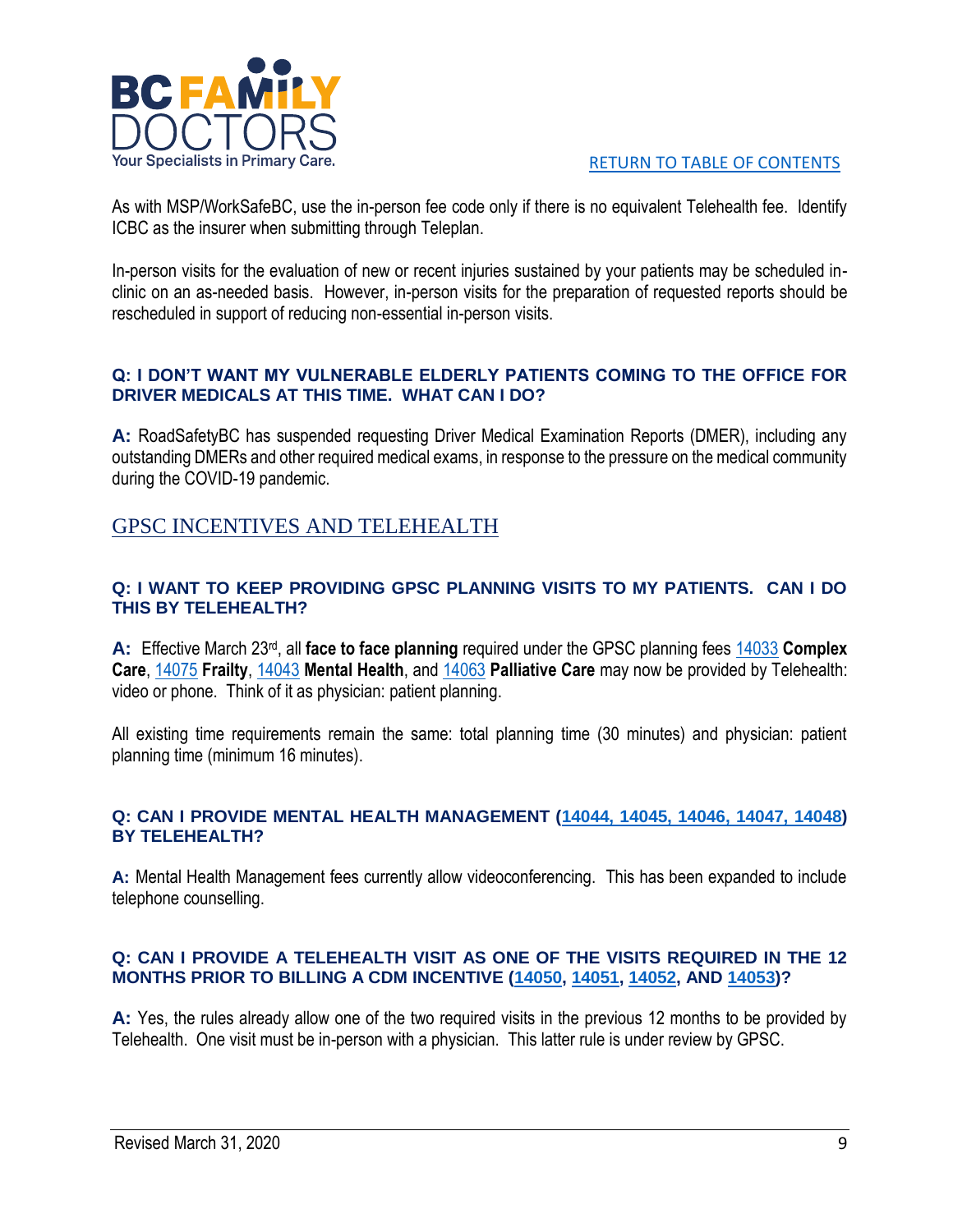As with MSP/WorkSafeBC, use the in-person fee code only if there is no equivalent Telehealth fee. Identify ICBC as the insurer when submitting through Teleplan.

In-person visits for the evaluation of new or recent injuries sustained by your patients may be scheduled in-clinic on an as-needed basis. However, in-person visits for the preparation of requested reports should be rescheduled in support of reducing non-essential in-person visits.

### Q: I DON'T WANT MY VULNERABLE ELDERLY PATIENTS COMING TO THE OFFICE FOR DRIVER MEDICALS AT THIS TIME. WHAT CAN I DO?

**A:** RoadSafetyBC has suspended requesting Driver Medical Examination Reports (DMER), including any outstanding DMERs and other required medical exams, in response to the pressure on the medical community during the COVID-19 pandemic.

## GPSC INCENTIVES AND TELEHEALTH

### Q: I WANT TO KEEP PROVIDING GPSC PLANNING VISITS TO MY PATIENTS. CAN I DO THIS BY TELEHEALTH?

**A:** Effective March 23rd, all **face to face planning** required under the GPSC planning fees 14033 **Complex Care**, 14075 **Frailty**, 14043 **Mental Health**, and 14063 **Palliative Care** may now be provided by Telehealth: video or phone. Think of it as physician: patient planning.

All existing time requirements remain the same: total planning time (30 minutes) and physician: patient planning time (minimum 16 minutes).

### Q: CAN I PROVIDE MENTAL HEALTH MANAGEMENT (14044, 14045, 14046, 14047, 14048) BY TELEHEALTH?

**A:** Mental Health Management fees currently allow videoconferencing. This has been expanded to include telephone counselling.

### Q: CAN I PROVIDE A TELEHEALTH VISIT AS ONE OF THE VISITS REQUIRED IN THE 12 MONTHS PRIOR TO BILLING A CDM INCENTIVE (14050, 14051, 14052, AND 14053)?

**A:** Yes, the rules already allow one of the two required visits in the previous 12 months to be provided by Telehealth. One visit must be in-person with a physician. This latter rule is under review by GPSC.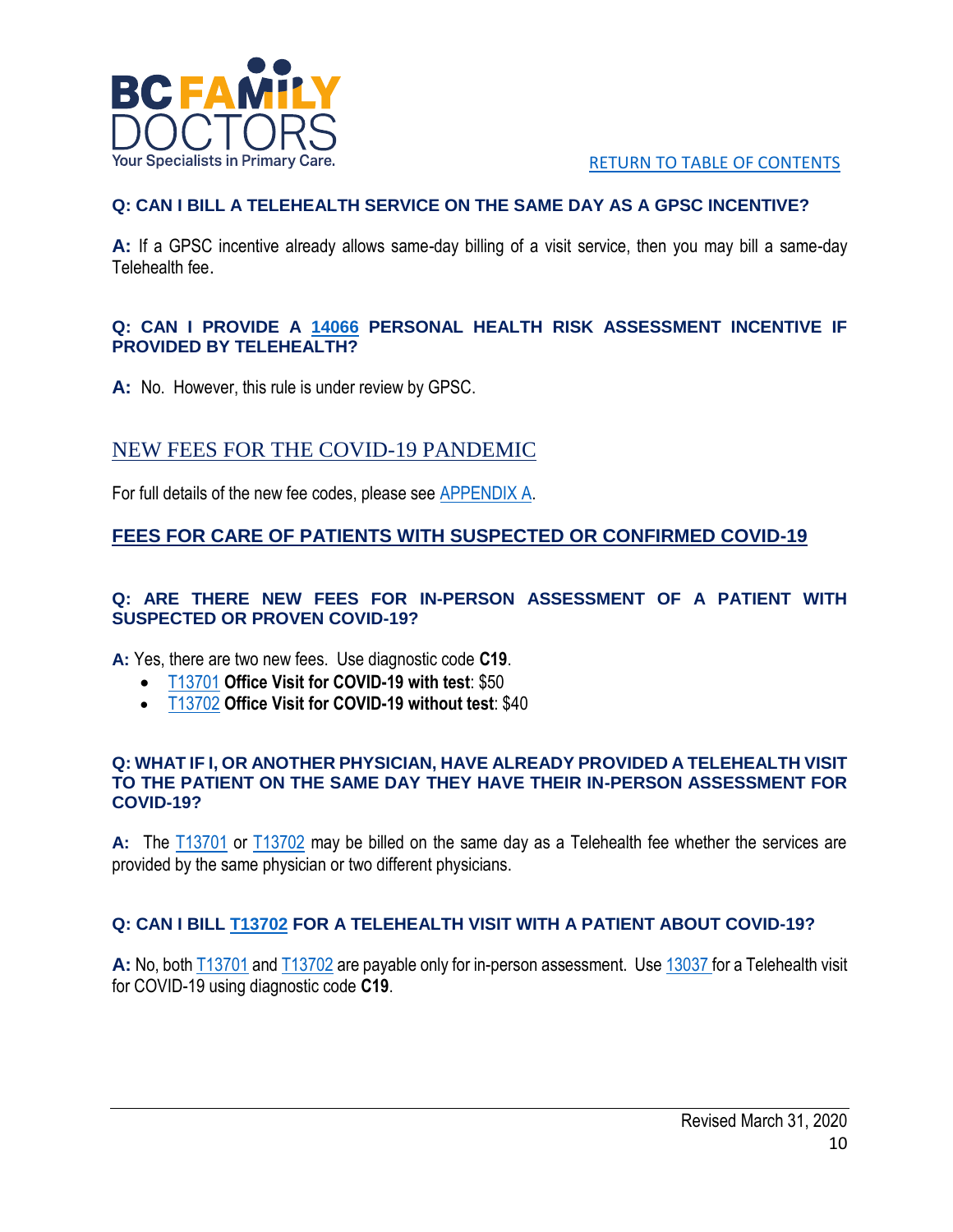RETURN TO TABLE OF CONTENTS

### Q: CAN I BILL A TELEHEALTH SERVICE ON THE SAME DAY AS A GPSC INCENTIVE?

**A:** If a GPSC incentive already allows same-day billing of a visit service, then you may bill a same-day Telehealth fee.

### Q: CAN I PROVIDE A 14066 PERSONAL HEALTH RISK ASSESSMENT INCENTIVE IF PROVIDED BY TELEHEALTH?

**A:** No. However, this rule is under review by GPSC.

## NEW FEES FOR THE COVID-19 PANDEMIC

For full details of the new fee codes, please see APPENDIX A.

### FEES FOR CARE OF PATIENTS WITH SUSPECTED OR CONFIRMED COVID-19

### Q: ARE THERE NEW FEES FOR IN-PERSON ASSESSMENT OF A PATIENT WITH SUSPECTED OR PROVEN COVID-19?

**A:** Yes, there are two new fees. Use diagnostic code **C19**.

- T13701 **Office Visit for COVID-19 with test**: $50
- T13702 **Office Visit for COVID-19 without test**: $40

### Q: WHAT IF I, OR ANOTHER PHYSICIAN, HAVE ALREADY PROVIDED A TELEHEALTH VISIT TO THE PATIENT ON THE SAME DAY THEY HAVE THEIR IN-PERSON ASSESSMENT FOR COVID-19?

**A:** The T13701 or T13702 may be billed on the same day as a Telehealth fee whether the services are provided by the same physician or two different physicians.

### Q: CAN I BILL T13702 FOR A TELEHEALTH VISIT WITH A PATIENT ABOUT COVID-19?

**A:** No, both T13701 and T13702 are payable only for in-person assessment. Use 13037 for a Telehealth visit for COVID-19 using diagnostic code **C19**.

Revised March 31, 2020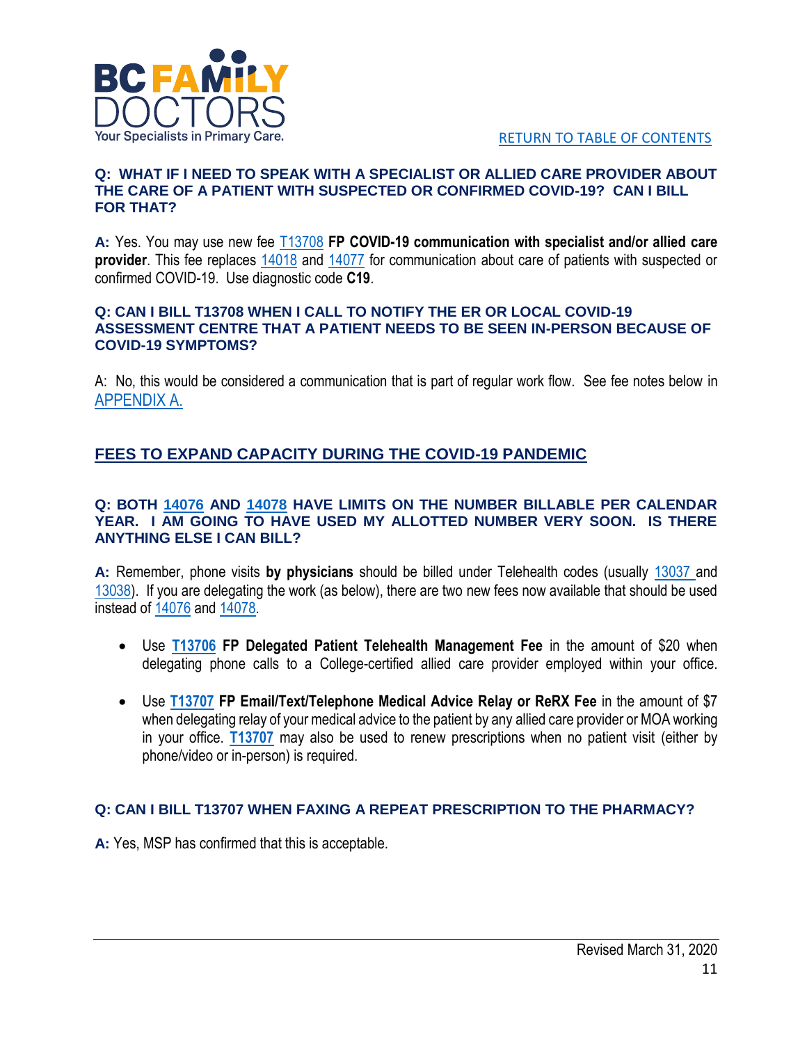RETURN TO TABLE OF CONTENTS

**Q: WHAT IF I NEED TO SPEAK WITH A SPECIALIST OR ALLIED CARE PROVIDER ABOUT THE CARE OF A PATIENT WITH SUSPECTED OR CONFIRMED COVID-19? CAN I BILL FOR THAT?**

**A:** Yes. You may use new fee T13708 **FP COVID-19 communication with specialist and/or allied care provider**. This fee replaces 14018 and 14077 for communication about care of patients with suspected or confirmed COVID-19. Use diagnostic code **C19**.

**Q: CAN I BILL T13708 WHEN I CALL TO NOTIFY THE ER OR LOCAL COVID-19 ASSESSMENT CENTRE THAT A PATIENT NEEDS TO BE SEEN IN-PERSON BECAUSE OF COVID-19 SYMPTOMS?**

A: No, this would be considered a communication that is part of regular work flow. See fee notes below in APPENDIX A.

## FEES TO EXPAND CAPACITY DURING THE COVID-19 PANDEMIC

**Q: BOTH 14076 AND 14078 HAVE LIMITS ON THE NUMBER BILLABLE PER CALENDAR YEAR. I AM GOING TO HAVE USED MY ALLOTTED NUMBER VERY SOON. IS THERE ANYTHING ELSE I CAN BILL?**

**A:** Remember, phone visits **by physicians** should be billed under Telehealth codes (usually 13037 and 13038). If you are delegating the work (as below), there are two new fees now available that should be used instead of 14076 and 14078.

- Use **T13706** **FP Delegated Patient Telehealth Management Fee** in the amount of $20 when delegating phone calls to a College-certified allied care provider employed within your office.
- Use **T13707** **FP Email/Text/Telephone Medical Advice Relay or ReRX Fee** in the amount of $7 when delegating relay of your medical advice to the patient by any allied care provider or MOA working in your office. **T13707** may also be used to renew prescriptions when no patient visit (either by phone/video or in-person) is required.

**Q: CAN I BILL T13707 WHEN FAXING A REPEAT PRESCRIPTION TO THE PHARMACY?**

**A:** Yes, MSP has confirmed that this is acceptable.

Revised March 31, 2020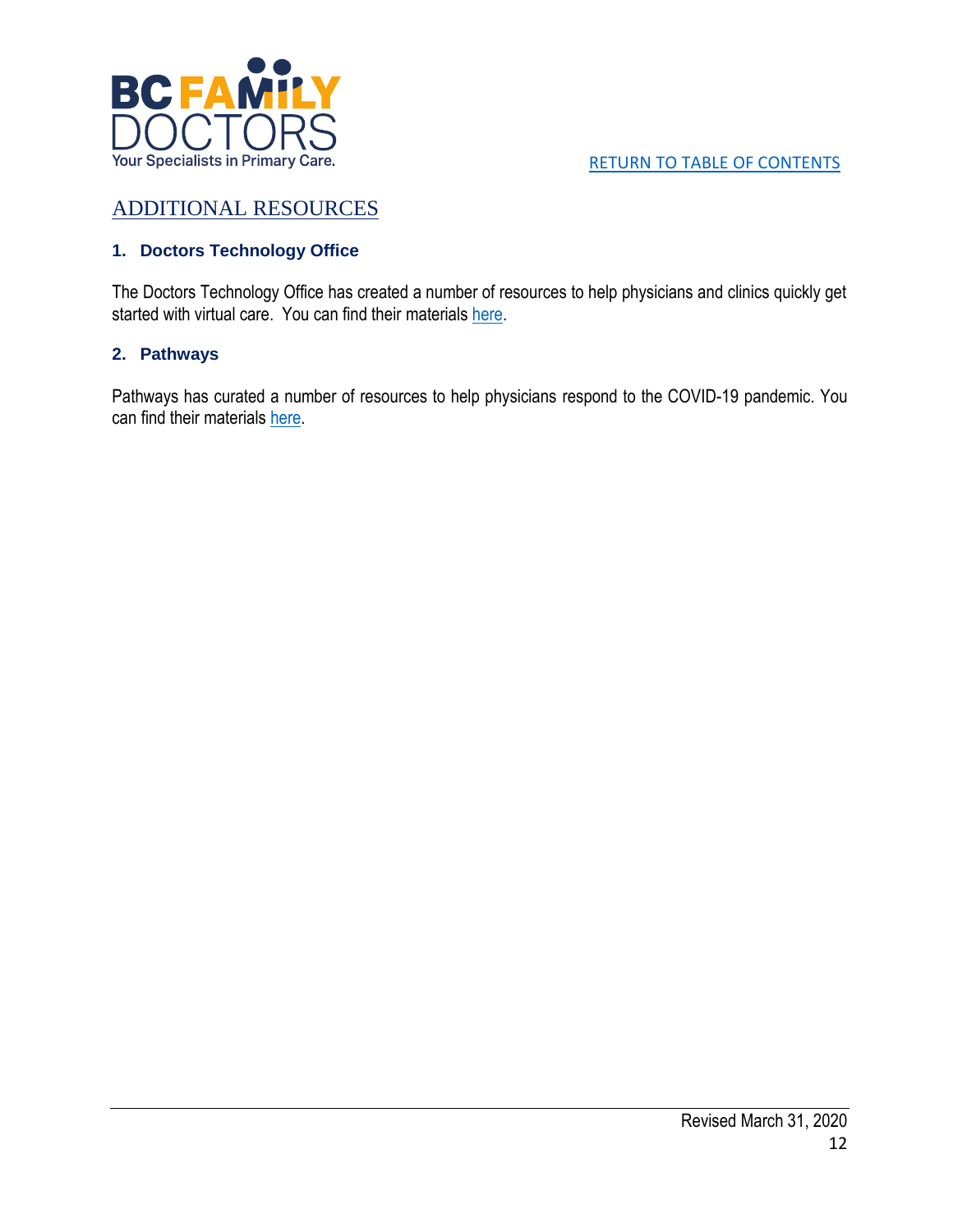RETURN TO TABLE OF CONTENTS

## ADDITIONAL RESOURCES

### 1. Doctors Technology Office

The Doctors Technology Office has created a number of resources to help physicians and clinics quickly get started with virtual care. You can find their materials here.

### 2. Pathways

Pathways has curated a number of resources to help physicians respond to the COVID-19 pandemic. You can find their materials here.

Revised March 31, 2020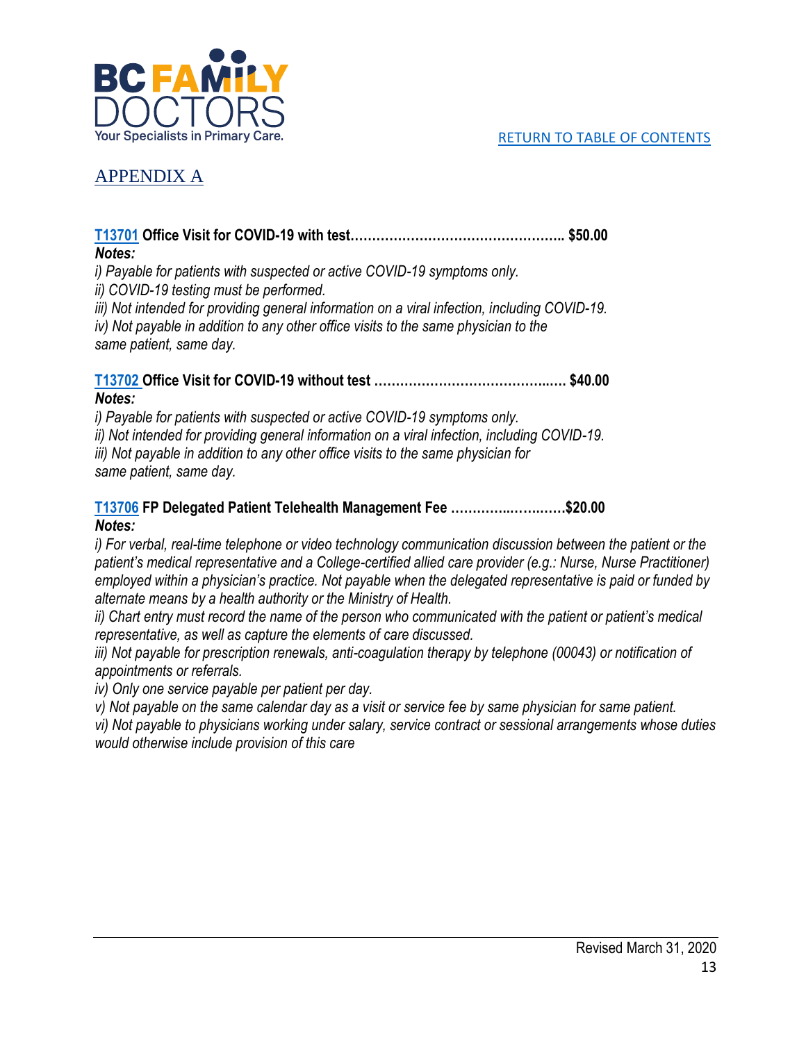[RETURN TO TABLE OF CONTENTS](#)

# APPENDIX A

**[T13701](#) Office Visit for COVID-19 with test………………………………………….. $50.00**

***Notes:***

*i) Payable for patients with suspected or active COVID-19 symptoms only.*
*ii) COVID-19 testing must be performed.*
*iii) Not intended for providing general information on a viral infection, including COVID-19.*
*iv) Not payable in addition to any other office visits to the same physician to the same patient, same day.*

**[T13702](#) Office Visit for COVID-19 without test …………………………………..…. $40.00**

***Notes:***

*i) Payable for patients with suspected or active COVID-19 symptoms only.*
*ii) Not intended for providing general information on a viral infection, including COVID-19.*
*iii) Not payable in addition to any other office visits to the same physician for same patient, same day.*

**[T13706](#) FP Delegated Patient Telehealth Management Fee …………..……..……$20.00**

***Notes:***

*i) For verbal, real-time telephone or video technology communication discussion between the patient or the patient's medical representative and a College-certified allied care provider (e.g.: Nurse, Nurse Practitioner) employed within a physician's practice. Not payable when the delegated representative is paid or funded by alternate means by a health authority or the Ministry of Health.*
*ii) Chart entry must record the name of the person who communicated with the patient or patient's medical representative, as well as capture the elements of care discussed.*
*iii) Not payable for prescription renewals, anti-coagulation therapy by telephone (00043) or notification of appointments or referrals.*
*iv) Only one service payable per patient per day.*
*v) Not payable on the same calendar day as a visit or service fee by same physician for same patient.*
*vi) Not payable to physicians working under salary, service contract or sessional arrangements whose duties would otherwise include provision of this care*

Revised March 31, 2020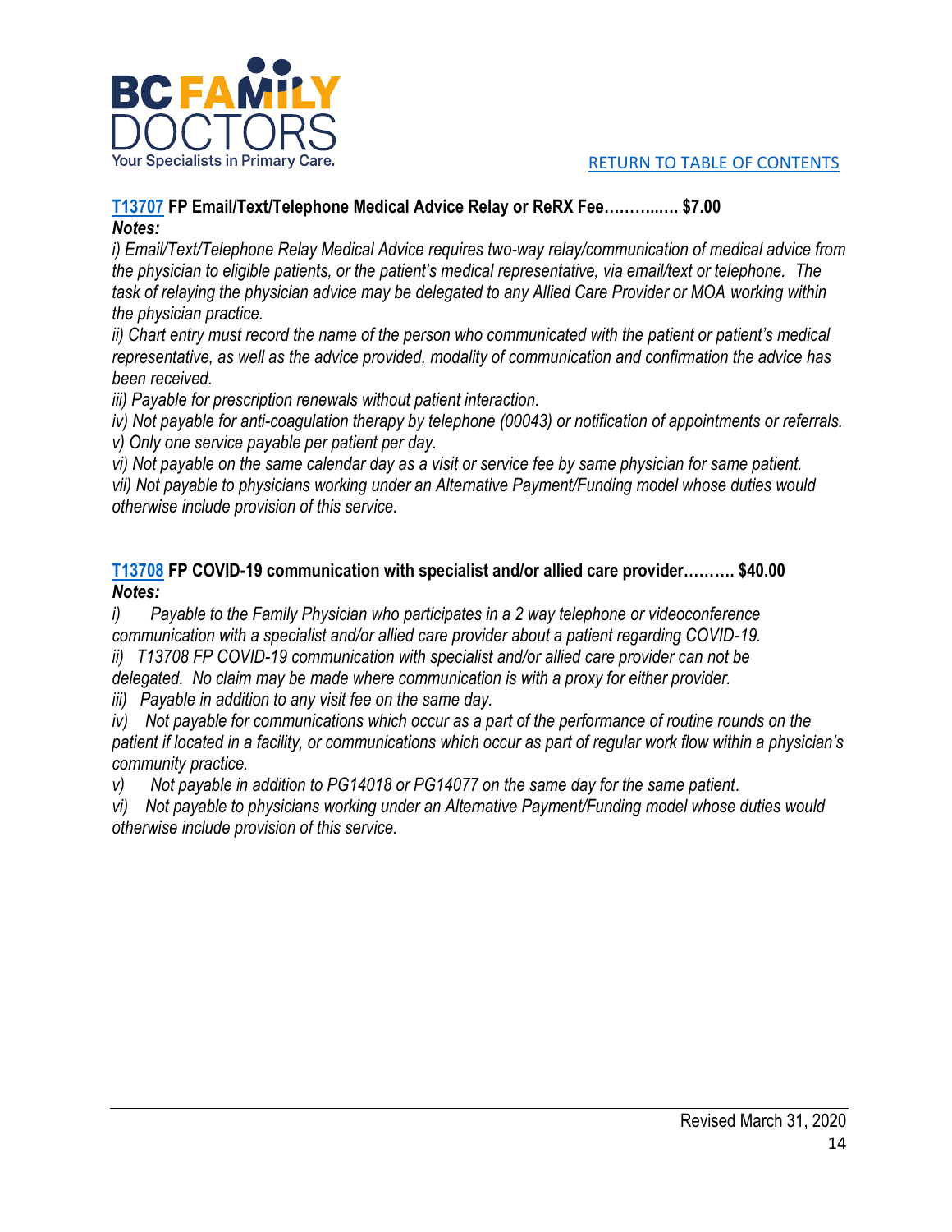[RETURN TO TABLE OF CONTENTS]

**T13707 FP Email/Text/Telephone Medical Advice Relay or ReRX Fee………..… $7.00**

***Notes:***

*i) Email/Text/Telephone Relay Medical Advice requires two-way relay/communication of medical advice from the physician to eligible patients, or the patient's medical representative, via email/text or telephone. The task of relaying the physician advice may be delegated to any Allied Care Provider or MOA working within the physician practice.*

*ii) Chart entry must record the name of the person who communicated with the patient or patient's medical representative, as well as the advice provided, modality of communication and confirmation the advice has been received.*

*iii) Payable for prescription renewals without patient interaction.*

*iv) Not payable for anti-coagulation therapy by telephone (00043) or notification of appointments or referrals.*

*v) Only one service payable per patient per day.*

*vi) Not payable on the same calendar day as a visit or service fee by same physician for same patient.*

*vii) Not payable to physicians working under an Alternative Payment/Funding model whose duties would otherwise include provision of this service.*

**T13708 FP COVID-19 communication with specialist and/or allied care provider………. $40.00**

***Notes:***

*i) Payable to the Family Physician who participates in a 2 way telephone or videoconference communication with a specialist and/or allied care provider about a patient regarding COVID-19.*

*ii) T13708 FP COVID-19 communication with specialist and/or allied care provider can not be delegated. No claim may be made where communication is with a proxy for either provider.*

*iii) Payable in addition to any visit fee on the same day.*

*iv) Not payable for communications which occur as a part of the performance of routine rounds on the patient if located in a facility, or communications which occur as part of regular work flow within a physician's community practice.*

*v) Not payable in addition to PG14018 or PG14077 on the same day for the same patient.*

*vi) Not payable to physicians working under an Alternative Payment/Funding model whose duties would otherwise include provision of this service.*

Revised March 31, 2020